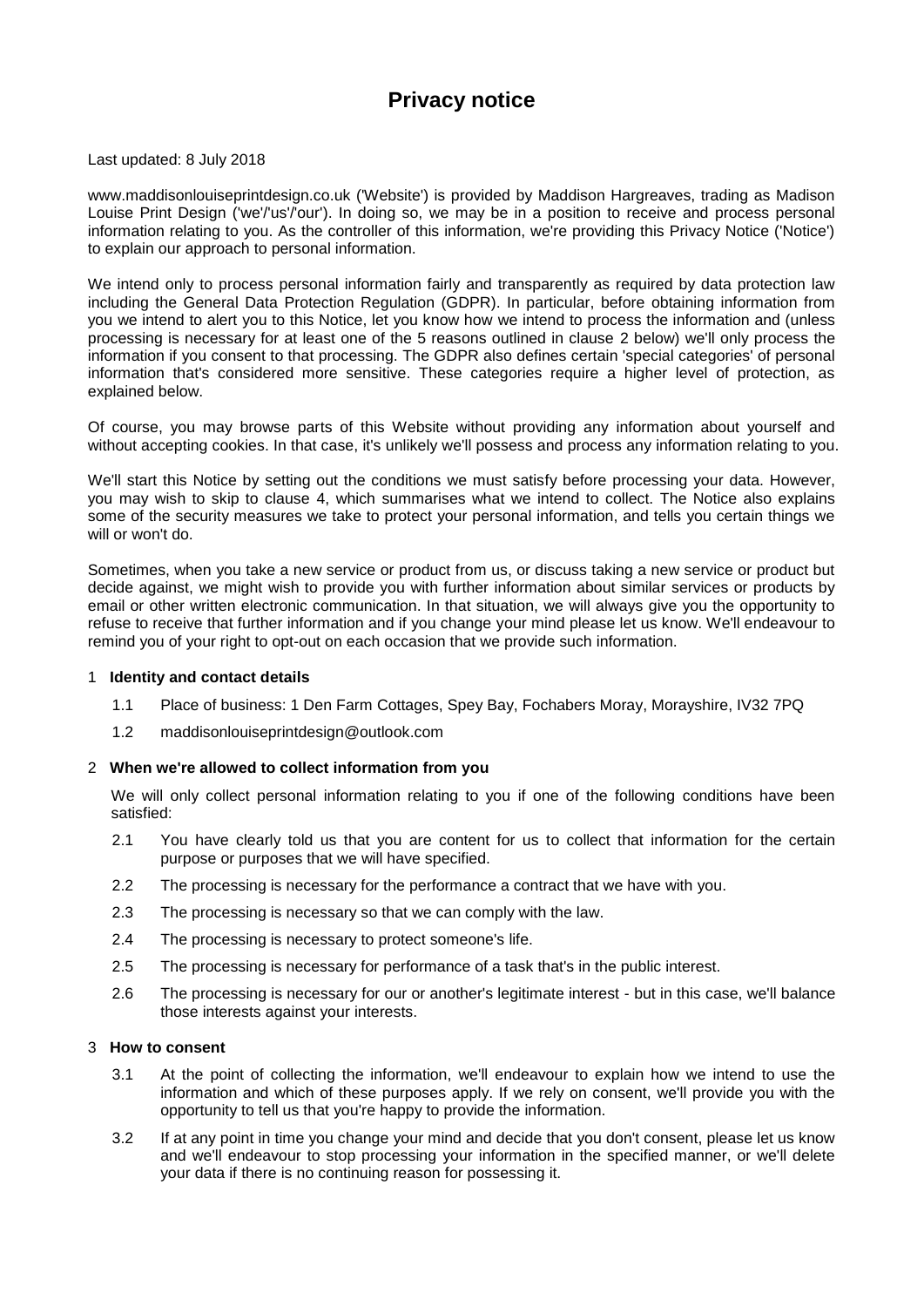# Privacy notice

Last updated: 8 July 2018

www.maddisonlouiseprintdesign.co.uk ('Website') is provided by Maddison Hargreaves, trading as Madison Louise Print Design ('we'/'us'/'our'). In doing so, we may be in a position to receive and process personal information relating to you. As the controller of this information, we're providing this Privacy Notice ('Notice') to explain our approach to personal information.

We intend only to process personal information fairly and transparently as required by data protection law including the General Data Protection Regulation (GDPR). In particular, before obtaining information from you we intend to alert you to this Notice, let you know how we intend to process the information and (unless processing is necessary for at least one of the 5 reasons outlined in clause 2 below) we'll only process the information if you consent to that processing. The GDPR also defines certain 'special categories' of personal information that's considered more sensitive. These categories require a higher level of protection, as explained below.

Of course, you may browse parts of this Website without providing any information about yourself and without accepting cookies. In that case, it's unlikely we'll possess and process any information relating to you.

We'll start this Notice by setting out the conditions we must satisfy before processing your data. However, you may wish to skip to clause 4, which summarises what we intend to collect. The Notice also explains some of the security measures we take to protect your personal information, and tells you certain things we will or won't do.

Sometimes, when you take a new service or product from us, or discuss taking a new service or product but decide against, we might wish to provide you with further information about similar services or products by email or other written electronic communication. In that situation, we will always give you the opportunity to refuse to receive that further information and if you change your mind please let us know. We'll endeavour to remind you of your right to opt-out on each occasion that we provide such information.

1 **Identity and contact details**

1.1 Place of business: 1 Den Farm Cottages, Spey Bay, Fochabers Moray, Morayshire, IV32 7PQ

1.2 maddisonlouiseprintdesign@outlook.com

2 **When we're allowed to collect information from you**

We will only collect personal information relating to you if one of the following conditions have been satisfied:

2.1 You have clearly told us that you are content for us to collect that information for the certain purpose or purposes that we will have specified.

2.2 The processing is necessary for the performance a contract that we have with you.

2.3 The processing is necessary so that we can comply with the law.

2.4 The processing is necessary to protect someone's life.

2.5 The processing is necessary for performance of a task that's in the public interest.

2.6 The processing is necessary for our or another's legitimate interest - but in this case, we'll balance those interests against your interests.

3 **How to consent**

3.1 At the point of collecting the information, we'll endeavour to explain how we intend to use the information and which of these purposes apply. If we rely on consent, we'll provide you with the opportunity to tell us that you're happy to provide the information.

3.2 If at any point in time you change your mind and decide that you don't consent, please let us know and we'll endeavour to stop processing your information in the specified manner, or we'll delete your data if there is no continuing reason for possessing it.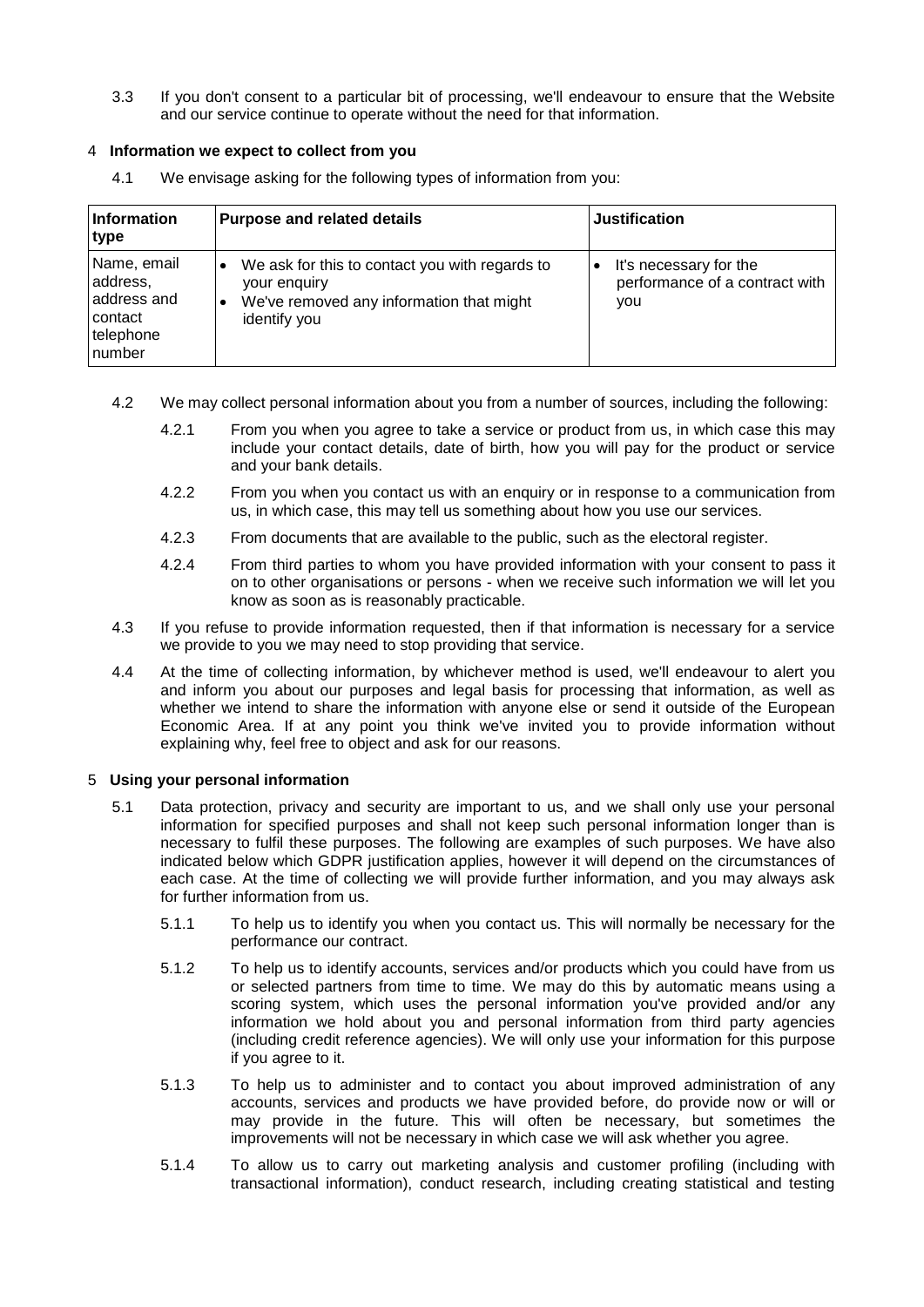3.3 If you don't consent to a particular bit of processing, we'll endeavour to ensure that the Website and our service continue to operate without the need for that information.

## 4 Information we expect to collect from you

4.1 We envisage asking for the following types of information from you:

| Information type | Purpose and related details | Justification |
|---|---|---|
| Name, email address, address and contact telephone number | • We ask for this to contact you with regards to your enquiry<br>• We've removed any information that might identify you | • It's necessary for the performance of a contract with you |

4.2 We may collect personal information about you from a number of sources, including the following:

4.2.1 From you when you agree to take a service or product from us, in which case this may include your contact details, date of birth, how you will pay for the product or service and your bank details.

4.2.2 From you when you contact us with an enquiry or in response to a communication from us, in which case, this may tell us something about how you use our services.

4.2.3 From documents that are available to the public, such as the electoral register.

4.2.4 From third parties to whom you have provided information with your consent to pass it on to other organisations or persons - when we receive such information we will let you know as soon as is reasonably practicable.

4.3 If you refuse to provide information requested, then if that information is necessary for a service we provide to you we may need to stop providing that service.

4.4 At the time of collecting information, by whichever method is used, we'll endeavour to alert you and inform you about our purposes and legal basis for processing that information, as well as whether we intend to share the information with anyone else or send it outside of the European Economic Area. If at any point you think we've invited you to provide information without explaining why, feel free to object and ask for our reasons.

## 5 Using your personal information

5.1 Data protection, privacy and security are important to us, and we shall only use your personal information for specified purposes and shall not keep such personal information longer than is necessary to fulfil these purposes. The following are examples of such purposes. We have also indicated below which GDPR justification applies, however it will depend on the circumstances of each case. At the time of collecting we will provide further information, and you may always ask for further information from us.

5.1.1 To help us to identify you when you contact us. This will normally be necessary for the performance our contract.

5.1.2 To help us to identify accounts, services and/or products which you could have from us or selected partners from time to time. We may do this by automatic means using a scoring system, which uses the personal information you've provided and/or any information we hold about you and personal information from third party agencies (including credit reference agencies). We will only use your information for this purpose if you agree to it.

5.1.3 To help us to administer and to contact you about improved administration of any accounts, services and products we have provided before, do provide now or will or may provide in the future. This will often be necessary, but sometimes the improvements will not be necessary in which case we will ask whether you agree.

5.1.4 To allow us to carry out marketing analysis and customer profiling (including with transactional information), conduct research, including creating statistical and testing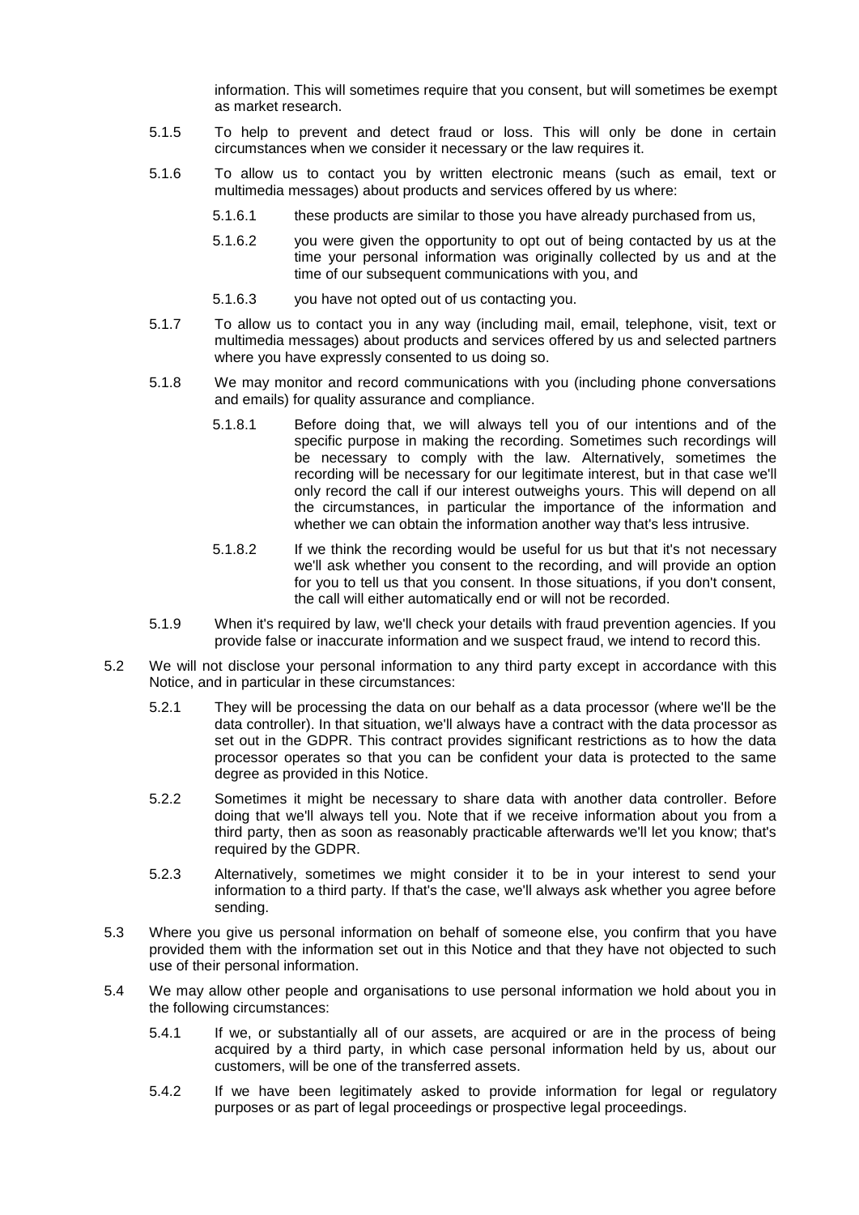information. This will sometimes require that you consent, but will sometimes be exempt as market research.

5.1.5 To help to prevent and detect fraud or loss. This will only be done in certain circumstances when we consider it necessary or the law requires it.

5.1.6 To allow us to contact you by written electronic means (such as email, text or multimedia messages) about products and services offered by us where:

5.1.6.1 these products are similar to those you have already purchased from us,

5.1.6.2 you were given the opportunity to opt out of being contacted by us at the time your personal information was originally collected by us and at the time of our subsequent communications with you, and

5.1.6.3 you have not opted out of us contacting you.

5.1.7 To allow us to contact you in any way (including mail, email, telephone, visit, text or multimedia messages) about products and services offered by us and selected partners where you have expressly consented to us doing so.

5.1.8 We may monitor and record communications with you (including phone conversations and emails) for quality assurance and compliance.

5.1.8.1 Before doing that, we will always tell you of our intentions and of the specific purpose in making the recording. Sometimes such recordings will be necessary to comply with the law. Alternatively, sometimes the recording will be necessary for our legitimate interest, but in that case we'll only record the call if our interest outweighs yours. This will depend on all the circumstances, in particular the importance of the information and whether we can obtain the information another way that's less intrusive.

5.1.8.2 If we think the recording would be useful for us but that it's not necessary we'll ask whether you consent to the recording, and will provide an option for you to tell us that you consent. In those situations, if you don't consent, the call will either automatically end or will not be recorded.

5.1.9 When it's required by law, we'll check your details with fraud prevention agencies. If you provide false or inaccurate information and we suspect fraud, we intend to record this.

5.2 We will not disclose your personal information to any third party except in accordance with this Notice, and in particular in these circumstances:

5.2.1 They will be processing the data on our behalf as a data processor (where we'll be the data controller). In that situation, we'll always have a contract with the data processor as set out in the GDPR. This contract provides significant restrictions as to how the data processor operates so that you can be confident your data is protected to the same degree as provided in this Notice.

5.2.2 Sometimes it might be necessary to share data with another data controller. Before doing that we'll always tell you. Note that if we receive information about you from a third party, then as soon as reasonably practicable afterwards we'll let you know; that's required by the GDPR.

5.2.3 Alternatively, sometimes we might consider it to be in your interest to send your information to a third party. If that's the case, we'll always ask whether you agree before sending.

5.3 Where you give us personal information on behalf of someone else, you confirm that you have provided them with the information set out in this Notice and that they have not objected to such use of their personal information.

5.4 We may allow other people and organisations to use personal information we hold about you in the following circumstances:

5.4.1 If we, or substantially all of our assets, are acquired or are in the process of being acquired by a third party, in which case personal information held by us, about our customers, will be one of the transferred assets.

5.4.2 If we have been legitimately asked to provide information for legal or regulatory purposes or as part of legal proceedings or prospective legal proceedings.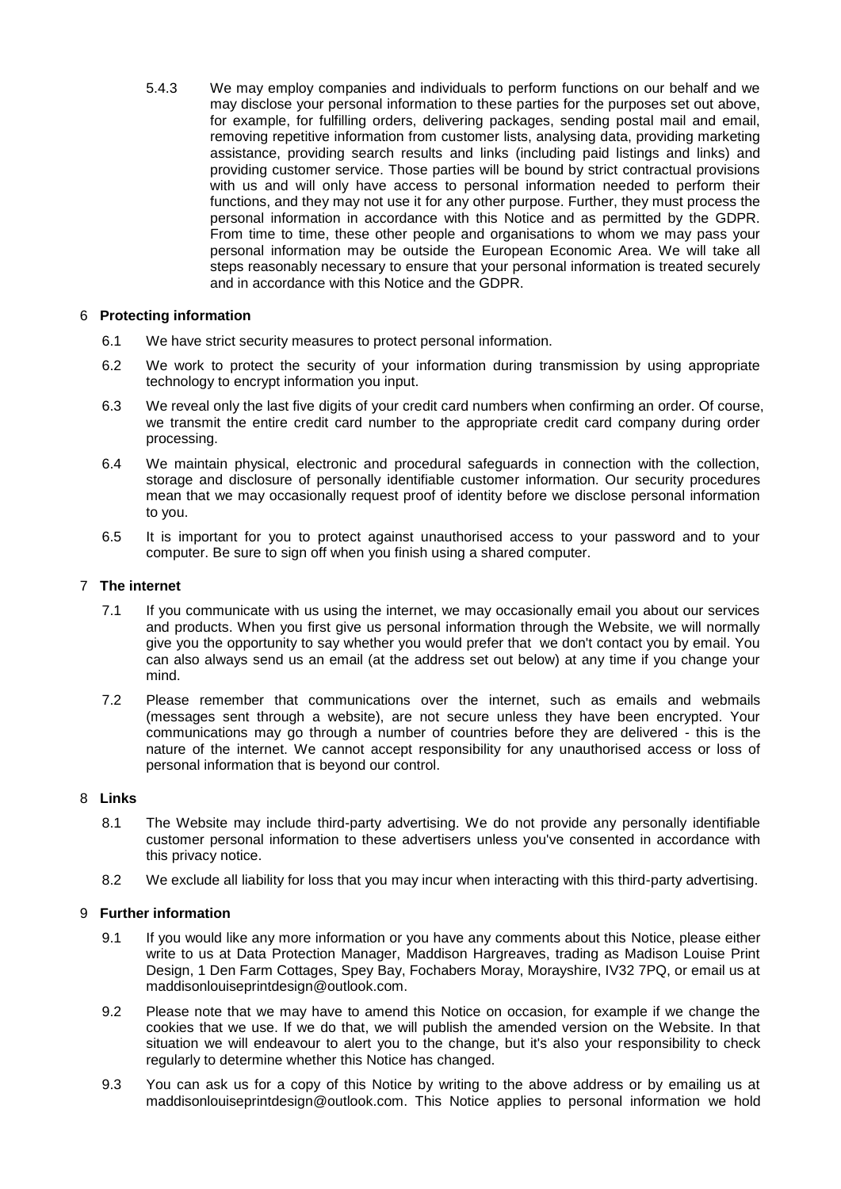5.4.3 We may employ companies and individuals to perform functions on our behalf and we may disclose your personal information to these parties for the purposes set out above, for example, for fulfilling orders, delivering packages, sending postal mail and email, removing repetitive information from customer lists, analysing data, providing marketing assistance, providing search results and links (including paid listings and links) and providing customer service. Those parties will be bound by strict contractual provisions with us and will only have access to personal information needed to perform their functions, and they may not use it for any other purpose. Further, they must process the personal information in accordance with this Notice and as permitted by the GDPR. From time to time, these other people and organisations to whom we may pass your personal information may be outside the European Economic Area. We will take all steps reasonably necessary to ensure that your personal information is treated securely and in accordance with this Notice and the GDPR.

## 6 Protecting information

6.1 We have strict security measures to protect personal information.

6.2 We work to protect the security of your information during transmission by using appropriate technology to encrypt information you input.

6.3 We reveal only the last five digits of your credit card numbers when confirming an order. Of course, we transmit the entire credit card number to the appropriate credit card company during order processing.

6.4 We maintain physical, electronic and procedural safeguards in connection with the collection, storage and disclosure of personally identifiable customer information. Our security procedures mean that we may occasionally request proof of identity before we disclose personal information to you.

6.5 It is important for you to protect against unauthorised access to your password and to your computer. Be sure to sign off when you finish using a shared computer.

## 7 The internet

7.1 If you communicate with us using the internet, we may occasionally email you about our services and products. When you first give us personal information through the Website, we will normally give you the opportunity to say whether you would prefer that we don't contact you by email. You can also always send us an email (at the address set out below) at any time if you change your mind.

7.2 Please remember that communications over the internet, such as emails and webmails (messages sent through a website), are not secure unless they have been encrypted. Your communications may go through a number of countries before they are delivered - this is the nature of the internet. We cannot accept responsibility for any unauthorised access or loss of personal information that is beyond our control.

## 8 Links

8.1 The Website may include third-party advertising. We do not provide any personally identifiable customer personal information to these advertisers unless you've consented in accordance with this privacy notice.

8.2 We exclude all liability for loss that you may incur when interacting with this third-party advertising.

## 9 Further information

9.1 If you would like any more information or you have any comments about this Notice, please either write to us at Data Protection Manager, Maddison Hargreaves, trading as Madison Louise Print Design, 1 Den Farm Cottages, Spey Bay, Fochabers Moray, Morayshire, IV32 7PQ, or email us at maddisonlouiseprintdesign@outlook.com.

9.2 Please note that we may have to amend this Notice on occasion, for example if we change the cookies that we use. If we do that, we will publish the amended version on the Website. In that situation we will endeavour to alert you to the change, but it's also your responsibility to check regularly to determine whether this Notice has changed.

9.3 You can ask us for a copy of this Notice by writing to the above address or by emailing us at maddisonlouiseprintdesign@outlook.com. This Notice applies to personal information we hold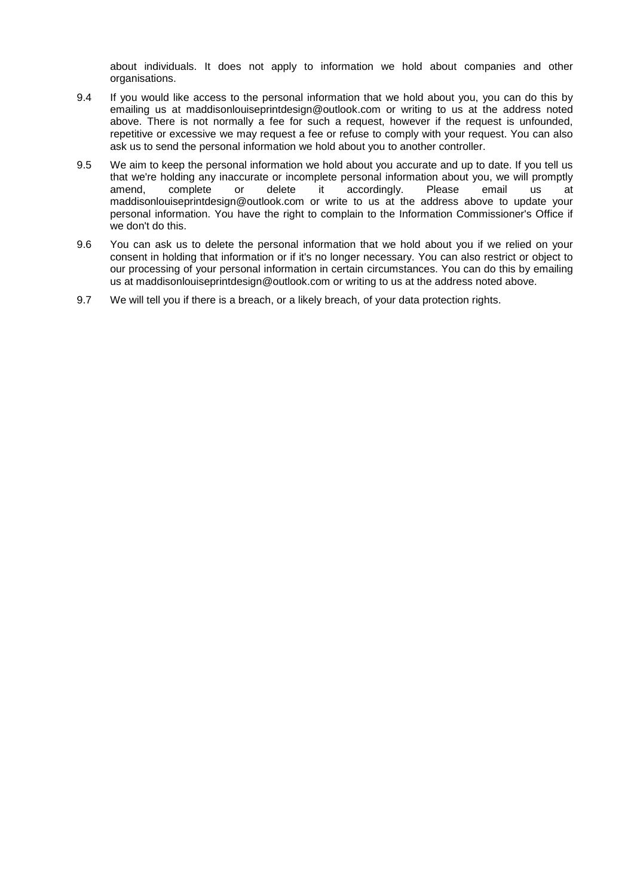about individuals. It does not apply to information we hold about companies and other organisations.

9.4 If you would like access to the personal information that we hold about you, you can do this by emailing us at maddisonlouiseprintdesign@outlook.com or writing to us at the address noted above. There is not normally a fee for such a request, however if the request is unfounded, repetitive or excessive we may request a fee or refuse to comply with your request. You can also ask us to send the personal information we hold about you to another controller.

9.5 We aim to keep the personal information we hold about you accurate and up to date. If you tell us that we're holding any inaccurate or incomplete personal information about you, we will promptly amend, complete or delete it accordingly. Please email us at maddisonlouiseprintdesign@outlook.com or write to us at the address above to update your personal information. You have the right to complain to the Information Commissioner's Office if we don't do this.

9.6 You can ask us to delete the personal information that we hold about you if we relied on your consent in holding that information or if it's no longer necessary. You can also restrict or object to our processing of your personal information in certain circumstances. You can do this by emailing us at maddisonlouiseprintdesign@outlook.com or writing to us at the address noted above.

9.7 We will tell you if there is a breach, or a likely breach, of your data protection rights.